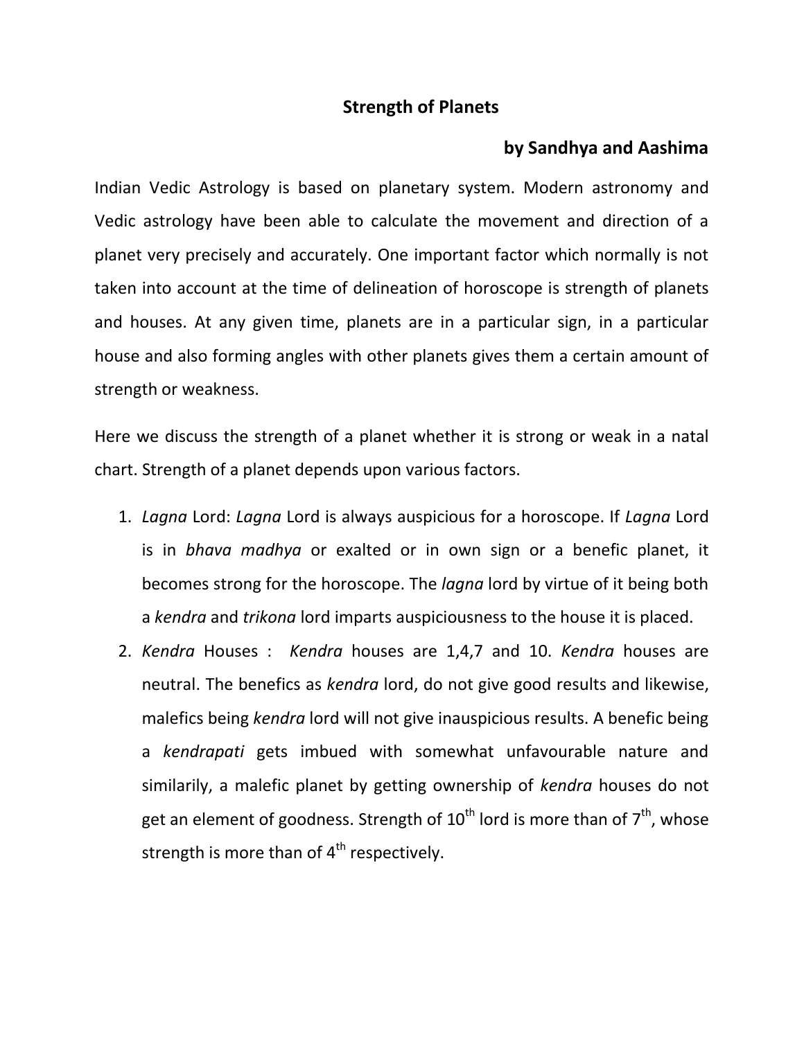# Strength of Planets

**by Sandhya and Aashima**

Indian Vedic Astrology is based on planetary system. Modern astronomy and Vedic astrology have been able to calculate the movement and direction of a planet very precisely and accurately. One important factor which normally is not taken into account at the time of delineation of horoscope is strength of planets and houses. At any given time, planets are in a particular sign, in a particular house and also forming angles with other planets gives them a certain amount of strength or weakness.

Here we discuss the strength of a planet whether it is strong or weak in a natal chart. Strength of a planet depends upon various factors.

1. *Lagna* Lord: *Lagna* Lord is always auspicious for a horoscope. If *Lagna* Lord is in *bhava madhya* or exalted or in own sign or a benefic planet, it becomes strong for the horoscope. The *lagna* lord by virtue of it being both a *kendra* and *trikona* lord imparts auspiciousness to the house it is placed.
2. *Kendra* Houses : *Kendra* houses are 1,4,7 and 10. *Kendra* houses are neutral. The benefics as *kendra* lord, do not give good results and likewise, malefics being *kendra* lord will not give inauspicious results. A benefic being a *kendrapati* gets imbued with somewhat unfavourable nature and similarily, a malefic planet by getting ownership of *kendra* houses do not get an element of goodness. Strength of $10^{th}$ lord is more than of $7^{th}$, whose strength is more than of $4^{th}$ respectively.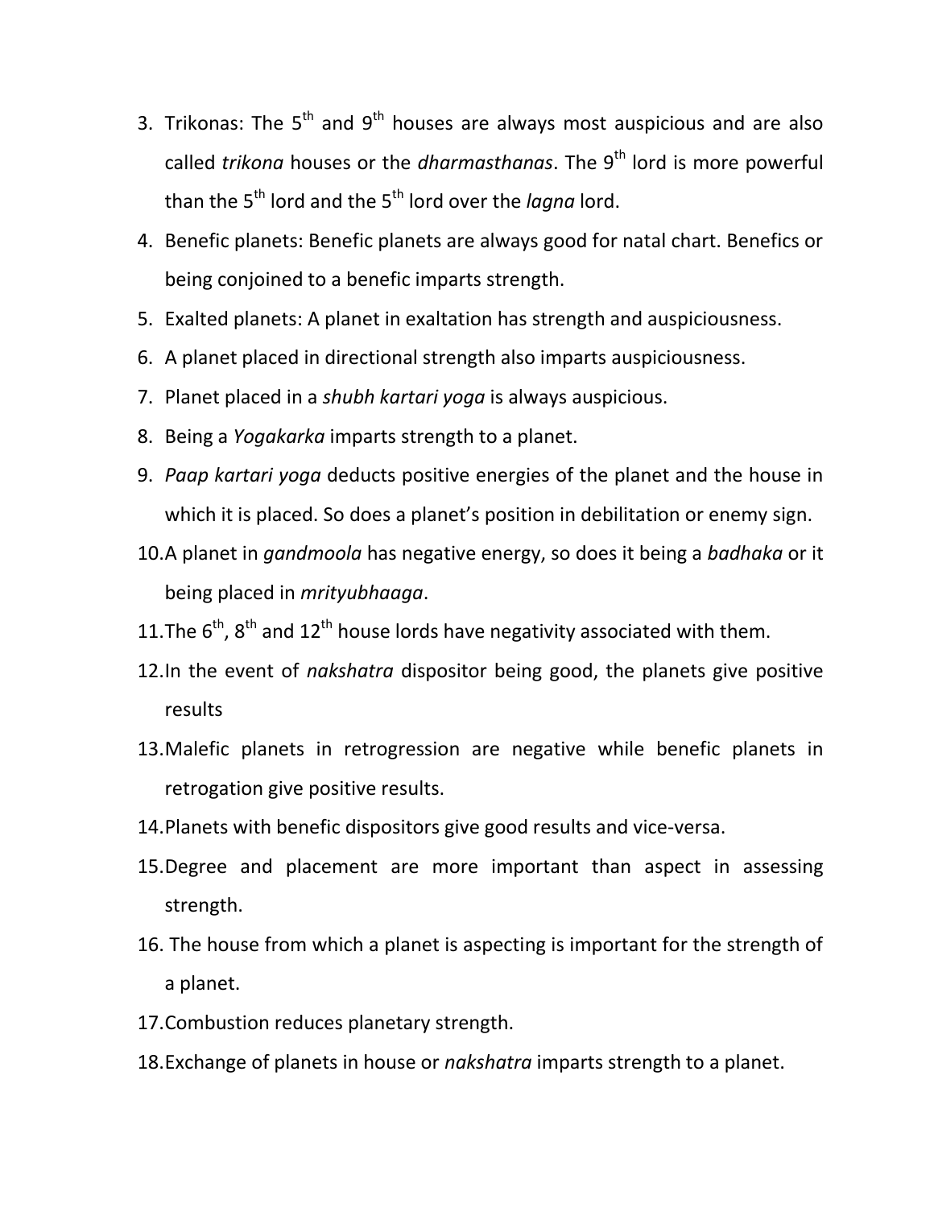3. Trikonas: The 5th and 9th houses are always most auspicious and are also called *trikona* houses or the *dharmasthanas*. The 9th lord is more powerful than the 5th lord and the 5th lord over the *lagna* lord.
4. Benefic planets: Benefic planets are always good for natal chart. Benefics or being conjoined to a benefic imparts strength.
5. Exalted planets: A planet in exaltation has strength and auspiciousness.
6. A planet placed in directional strength also imparts auspiciousness.
7. Planet placed in a *shubh kartari yoga* is always auspicious.
8. Being a *Yogakarka* imparts strength to a planet.
9. *Paap kartari yoga* deducts positive energies of the planet and the house in which it is placed. So does a planet's position in debilitation or enemy sign.
10. A planet in *gandmoola* has negative energy, so does it being a *badhaka* or it being placed in *mrityubhaaga*.
11. The 6th, 8th and 12th house lords have negativity associated with them.
12. In the event of *nakshatra* dispositor being good, the planets give positive results
13. Malefic planets in retrogression are negative while benefic planets in retrogation give positive results.
14. Planets with benefic dispositors give good results and vice-versa.
15. Degree and placement are more important than aspect in assessing strength.
16. The house from which a planet is aspecting is important for the strength of a planet.
17. Combustion reduces planetary strength.
18. Exchange of planets in house or *nakshatra* imparts strength to a planet.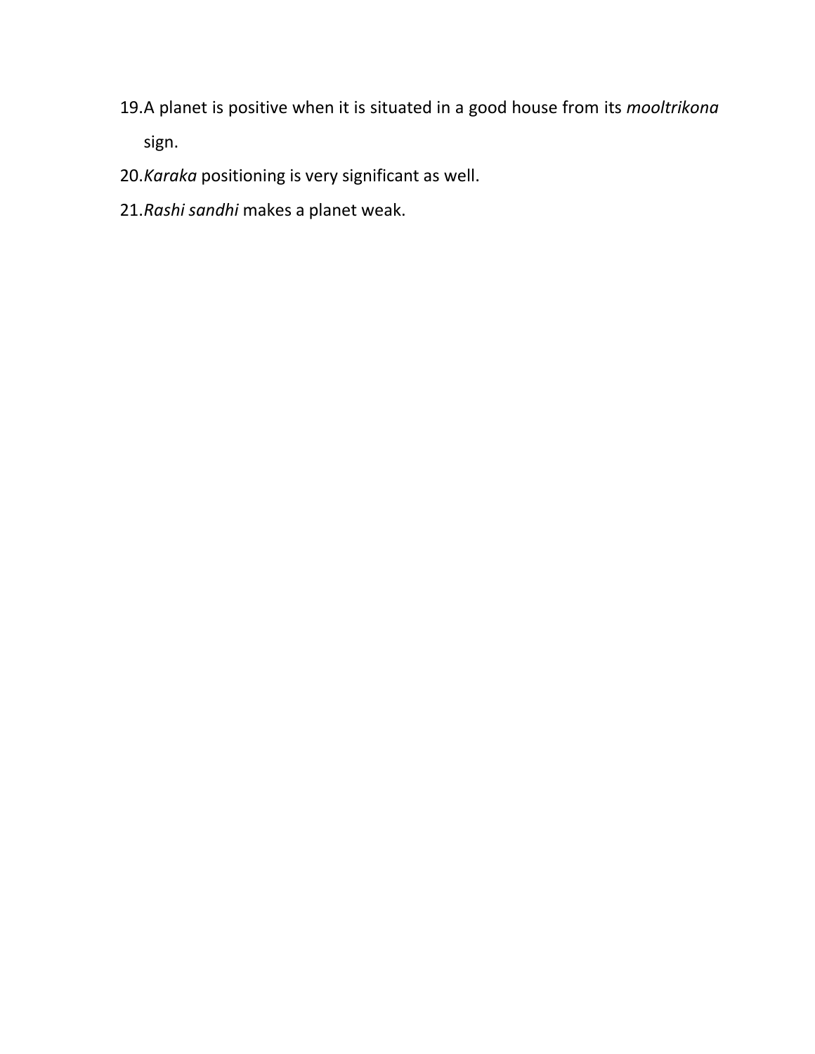19. A planet is positive when it is situated in a good house from its *mooltrikona* sign.
20. *Karaka* positioning is very significant as well.
21. *Rashi sandhi* makes a planet weak.